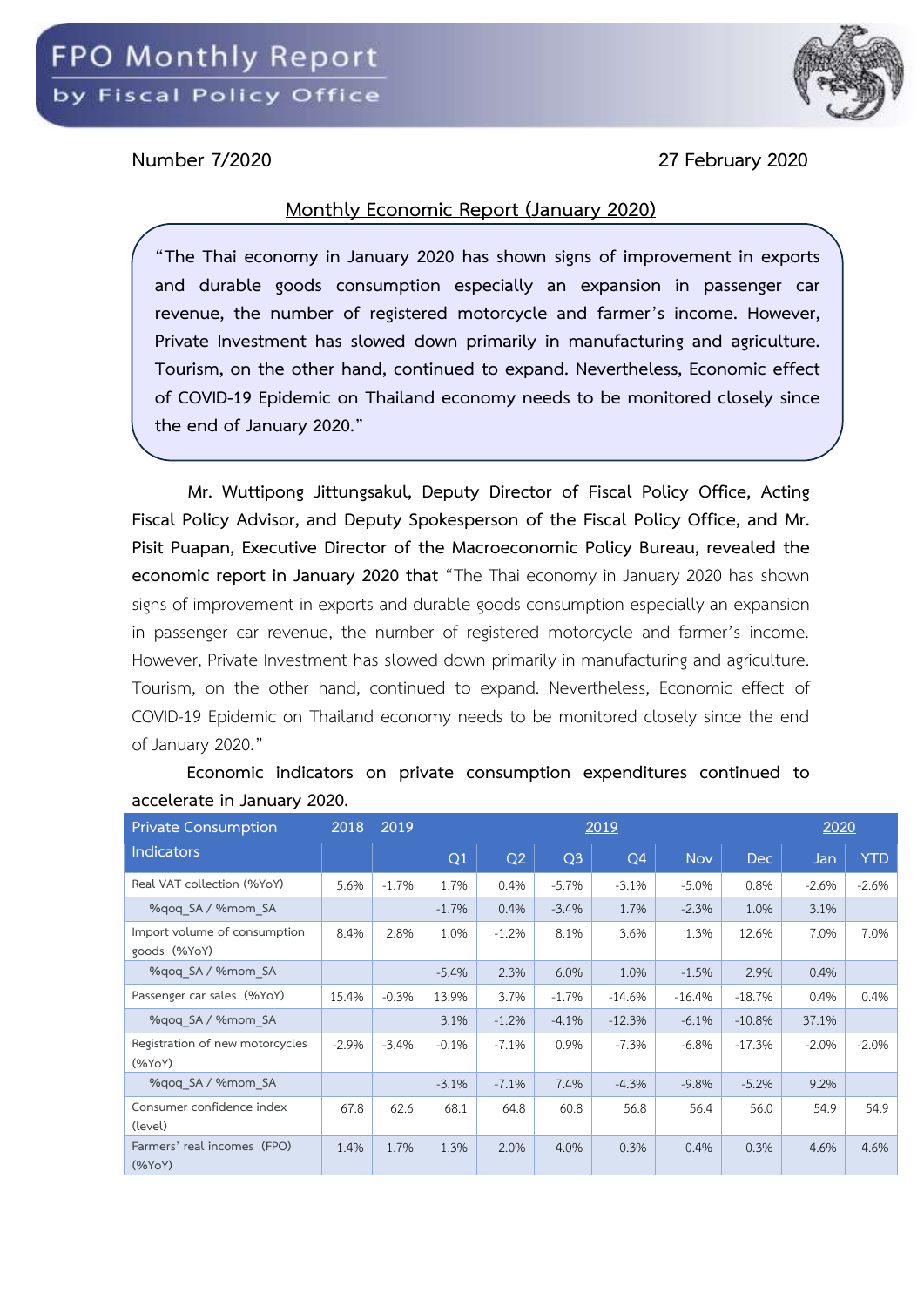# FPO Monthly Report

by Fiscal Policy Office

Number 7/2020 27 February 2020

## Monthly Economic Report (January 2020)

**"The Thai economy in January 2020 has shown signs of improvement in exports and durable goods consumption especially an expansion in passenger car revenue, the number of registered motorcycle and farmer's income. However, Private Investment has slowed down primarily in manufacturing and agriculture. Tourism, on the other hand, continued to expand. Nevertheless, Economic effect of COVID-19 Epidemic on Thailand economy needs to be monitored closely since the end of January 2020."**

**Mr. Wuttipong Jittungsakul, Deputy Director of Fiscal Policy Office, Acting Fiscal Policy Advisor, and Deputy Spokesperson of the Fiscal Policy Office, and Mr. Pisit Puapan, Executive Director of the Macroeconomic Policy Bureau, revealed the economic report in January 2020 that** "The Thai economy in January 2020 has shown signs of improvement in exports and durable goods consumption especially an expansion in passenger car revenue, the number of registered motorcycle and farmer's income. However, Private Investment has slowed down primarily in manufacturing and agriculture. Tourism, on the other hand, continued to expand. Nevertheless, Economic effect of COVID-19 Epidemic on Thailand economy needs to be monitored closely since the end of January 2020."

**Economic indicators on private consumption expenditures continued to accelerate in January 2020.**

| Private Consumption Indicators | 2018 | 2019 | 2019 | | | | | | 2020 | |
|---|---|---|---|---|---|---|---|---|---|---|
| | | | Q1 | Q2 | Q3 | Q4 | Nov | Dec | Jan | YTD |
| Real VAT collection (%YoY) | 5.6% | -1.7% | 1.7% | 0.4% | -5.7% | -3.1% | -5.0% | 0.8% | -2.6% | -2.6% |
| %qoq_SA / %mom_SA | | | -1.7% | 0.4% | -3.4% | 1.7% | -2.3% | 1.0% | 3.1% | |
| Import volume of consumption goods (%YoY) | 8.4% | 2.8% | 1.0% | -1.2% | 8.1% | 3.6% | 1.3% | 12.6% | 7.0% | 7.0% |
| %qoq_SA / %mom_SA | | | -5.4% | 2.3% | 6.0% | 1.0% | -1.5% | 2.9% | 0.4% | |
| Passenger car sales (%YoY) | 15.4% | -0.3% | 13.9% | 3.7% | -1.7% | -14.6% | -16.4% | -18.7% | 0.4% | 0.4% |
| %qoq_SA / %mom_SA | | | 3.1% | -1.2% | -4.1% | -12.3% | -6.1% | -10.8% | 37.1% | |
| Registration of new motorcycles (%YoY) | -2.9% | -3.4% | -0.1% | -7.1% | 0.9% | -7.3% | -6.8% | -17.3% | -2.0% | -2.0% |
| %qoq_SA / %mom_SA | | | -3.1% | -7.1% | 7.4% | -4.3% | -9.8% | -5.2% | 9.2% | |
| Consumer confidence index (level) | 67.8 | 62.6 | 68.1 | 64.8 | 60.8 | 56.8 | 56.4 | 56.0 | 54.9 | 54.9 |
| Farmers' real incomes (FPO) (%YoY) | 1.4% | 1.7% | 1.3% | 2.0% | 4.0% | 0.3% | 0.4% | 0.3% | 4.6% | 4.6% |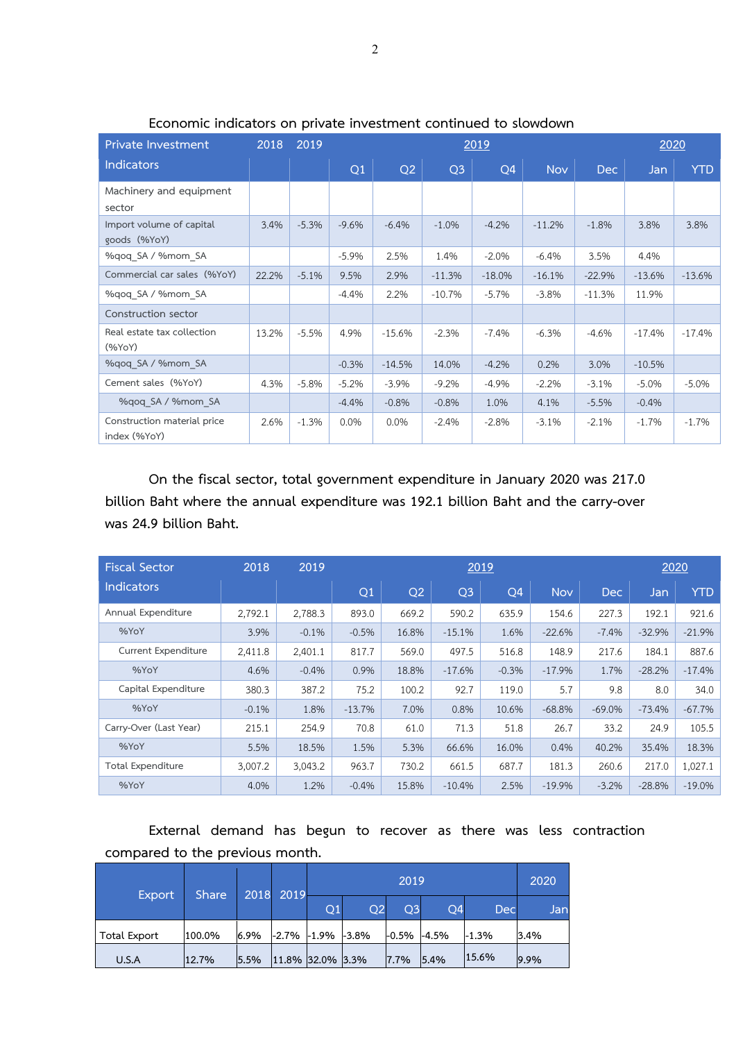Economic indicators on private investment continued to slowdown

| Private Investment Indicators | 2018 | 2019 | 2019 | | | | | | 2020 | |
|---|---|---|---|---|---|---|---|---|---|---|
| | | | Q1 | Q2 | Q3 | Q4 | Nov | Dec | Jan | YTD |
| Machinery and equipment sector | | | | | | | | | | |
| Import volume of capital goods (%YoY) | 3.4% | -5.3% | -9.6% | -6.4% | -1.0% | -4.2% | -11.2% | -1.8% | 3.8% | 3.8% |
| %qoq_SA / %mom_SA | | | -5.9% | 2.5% | 1.4% | -2.0% | -6.4% | 3.5% | 4.4% | |
| Commercial car sales (%YoY) | 22.2% | -5.1% | 9.5% | 2.9% | -11.3% | -18.0% | -16.1% | -22.9% | -13.6% | -13.6% |
| %qoq_SA / %mom_SA | | | -4.4% | 2.2% | -10.7% | -5.7% | -3.8% | -11.3% | 11.9% | |
| Construction sector | | | | | | | | | | |
| Real estate tax collection (%YoY) | 13.2% | -5.5% | 4.9% | -15.6% | -2.3% | -7.4% | -6.3% | -4.6% | -17.4% | -17.4% |
| %qoq_SA / %mom_SA | | | -0.3% | -14.5% | 14.0% | -4.2% | 0.2% | 3.0% | -10.5% | |
| Cement sales (%YoY) | 4.3% | -5.8% | -5.2% | -3.9% | -9.2% | -4.9% | -2.2% | -3.1% | -5.0% | -5.0% |
| %qoq_SA / %mom_SA | | | -4.4% | -0.8% | -0.8% | 1.0% | 4.1% | -5.5% | -0.4% | |
| Construction material price index (%YoY) | 2.6% | -1.3% | 0.0% | 0.0% | -2.4% | -2.8% | -3.1% | -2.1% | -1.7% | -1.7% |

On the fiscal sector, total government expenditure in January 2020 was 217.0 billion Baht where the annual expenditure was 192.1 billion Baht and the carry-over was 24.9 billion Baht.

| Fiscal Sector Indicators | 2018 | 2019 | 2019 | | | | | | 2020 | |
|---|---|---|---|---|---|---|---|---|---|---|
| | | | Q1 | Q2 | Q3 | Q4 | Nov | Dec | Jan | YTD |
| Annual Expenditure | 2,792.1 | 2,788.3 | 893.0 | 669.2 | 590.2 | 635.9 | 154.6 | 227.3 | 192.1 | 921.6 |
| %YoY | 3.9% | -0.1% | -0.5% | 16.8% | -15.1% | 1.6% | -22.6% | -7.4% | -32.9% | -21.9% |
| Current Expenditure | 2,411.8 | 2,401.1 | 817.7 | 569.0 | 497.5 | 516.8 | 148.9 | 217.6 | 184.1 | 887.6 |
| %YoY | 4.6% | -0.4% | 0.9% | 18.8% | -17.6% | -0.3% | -17.9% | 1.7% | -28.2% | -17.4% |
| Capital Expenditure | 380.3 | 387.2 | 75.2 | 100.2 | 92.7 | 119.0 | 5.7 | 9.8 | 8.0 | 34.0 |
| %YoY | -0.1% | 1.8% | -13.7% | 7.0% | 0.8% | 10.6% | -68.8% | -69.0% | -73.4% | -67.7% |
| Carry-Over (Last Year) | 215.1 | 254.9 | 70.8 | 61.0 | 71.3 | 51.8 | 26.7 | 33.2 | 24.9 | 105.5 |
| %YoY | 5.5% | 18.5% | 1.5% | 5.3% | 66.6% | 16.0% | 0.4% | 40.2% | 35.4% | 18.3% |
| Total Expenditure | 3,007.2 | 3,043.2 | 963.7 | 730.2 | 661.5 | 687.7 | 181.3 | 260.6 | 217.0 | 1,027.1 |
| %YoY | 4.0% | 1.2% | -0.4% | 15.8% | -10.4% | 2.5% | -19.9% | -3.2% | -28.8% | -19.0% |

External demand has begun to recover as there was less contraction compared to the previous month.

| Export | Share | 2018 | 2019 | 2019 | | | | | 2020 |
|---|---|---|---|---|---|---|---|---|---|
| | | | | Q1 | Q2 | Q3 | Q4 | Dec | Jan |
| Total Export | 100.0% | 6.9% | -2.7% | -1.9% | -3.8% | -0.5% | -4.5% | -1.3% | 3.4% |
| U.S.A | 12.7% | 5.5% | 11.8% | 32.0% | 3.3% | 7.7% | 5.4% | 15.6% | 9.9% |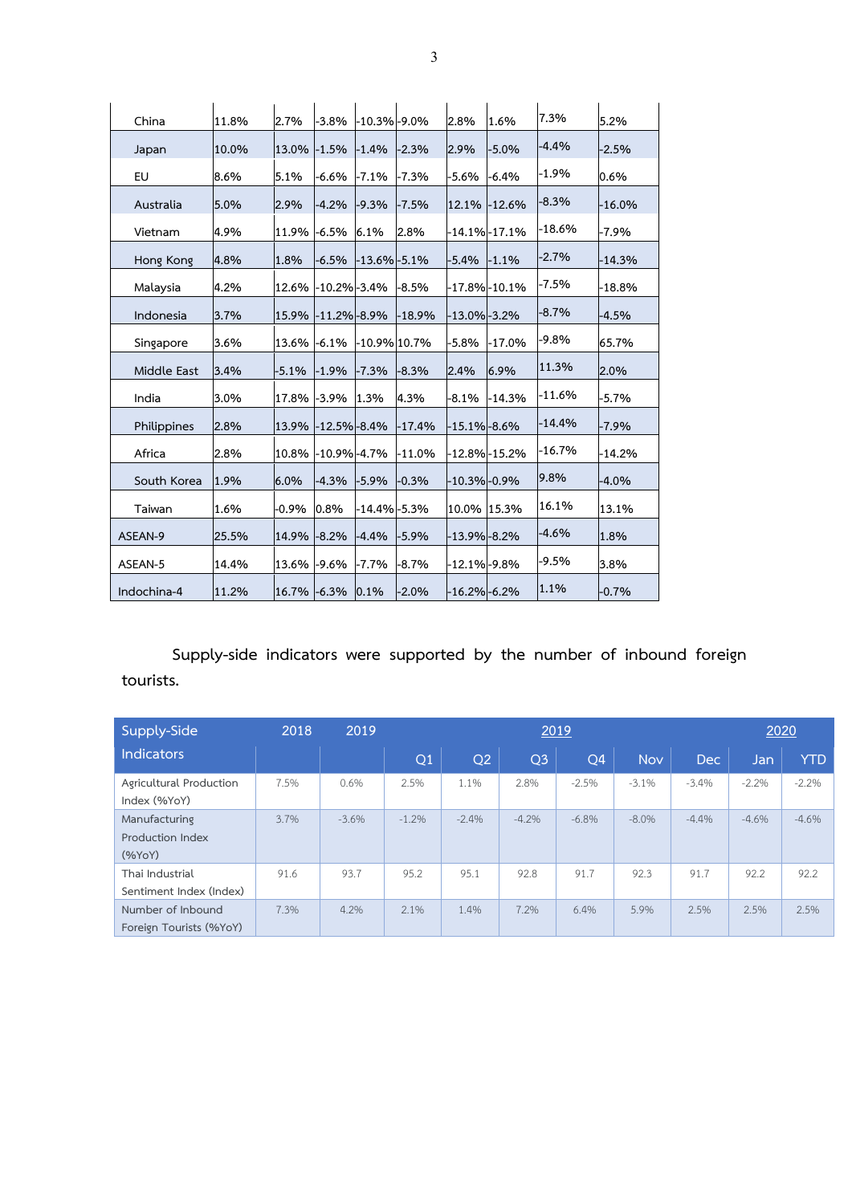| | | | | | | | | | |
|---|---|---|---|---|---|---|---|---|---|
| China | 11.8% | 2.7% | -3.8% | -10.3% | -9.0% | 2.8% | 1.6% | 7.3% | 5.2% |
| Japan | 10.0% | 13.0% | -1.5% | -1.4% | -2.3% | 2.9% | -5.0% | -4.4% | -2.5% |
| EU | 8.6% | 5.1% | -6.6% | -7.1% | -7.3% | -5.6% | -6.4% | -1.9% | 0.6% |
| Australia | 5.0% | 2.9% | -4.2% | -9.3% | -7.5% | 12.1% | -12.6% | -8.3% | -16.0% |
| Vietnam | 4.9% | 11.9% | -6.5% | 6.1% | 2.8% | -14.1% | -17.1% | -18.6% | -7.9% |
| Hong Kong | 4.8% | 1.8% | -6.5% | -13.6% | -5.1% | -5.4% | -1.1% | -2.7% | -14.3% |
| Malaysia | 4.2% | 12.6% | -10.2% | -3.4% | -8.5% | -17.8% | -10.1% | -7.5% | -18.8% |
| Indonesia | 3.7% | 15.9% | -11.2% | -8.9% | -18.9% | -13.0% | -3.2% | -8.7% | -4.5% |
| Singapore | 3.6% | 13.6% | -6.1% | -10.9% | 10.7% | -5.8% | -17.0% | -9.8% | 65.7% |
| Middle East | 3.4% | -5.1% | -1.9% | -7.3% | -8.3% | 2.4% | 6.9% | 11.3% | 2.0% |
| India | 3.0% | 17.8% | -3.9% | 1.3% | 4.3% | -8.1% | -14.3% | -11.6% | -5.7% |
| Philippines | 2.8% | 13.9% | -12.5% | -8.4% | -17.4% | -15.1% | -8.6% | -14.4% | -7.9% |
| Africa | 2.8% | 10.8% | -10.9% | -4.7% | -11.0% | -12.8% | -15.2% | -16.7% | -14.2% |
| South Korea | 1.9% | 6.0% | -4.3% | -5.9% | -0.3% | -10.3% | -0.9% | 9.8% | -4.0% |
| Taiwan | 1.6% | -0.9% | 0.8% | -14.4% | -5.3% | 10.0% | 15.3% | 16.1% | 13.1% |
| ASEAN-9 | 25.5% | 14.9% | -8.2% | -4.4% | -5.9% | -13.9% | -8.2% | -4.6% | 1.8% |
| ASEAN-5 | 14.4% | 13.6% | -9.6% | -7.7% | -8.7% | -12.1% | -9.8% | -9.5% | 3.8% |
| Indochina-4 | 11.2% | 16.7% | -6.3% | 0.1% | -2.0% | -16.2% | -6.2% | 1.1% | -0.7% |

Supply-side indicators were supported by the number of inbound foreign tourists.

| Supply-Side Indicators | 2018 | 2019 | 2019 | | | | | | 2020 | |
|---|---|---|---|---|---|---|---|---|---|---|
| | | | Q1 | Q2 | Q3 | Q4 | Nov | Dec | Jan | YTD |
| Agricultural Production Index (%YoY) | 7.5% | 0.6% | 2.5% | 1.1% | 2.8% | -2.5% | -3.1% | -3.4% | -2.2% | -2.2% |
| Manufacturing Production Index (%YoY) | 3.7% | -3.6% | -1.2% | -2.4% | -4.2% | -6.8% | -8.0% | -4.4% | -4.6% | -4.6% |
| Thai Industrial Sentiment Index (Index) | 91.6 | 93.7 | 95.2 | 95.1 | 92.8 | 91.7 | 92.3 | 91.7 | 92.2 | 92.2 |
| Number of Inbound Foreign Tourists (%YoY) | 7.3% | 4.2% | 2.1% | 1.4% | 7.2% | 6.4% | 5.9% | 2.5% | 2.5% | 2.5% |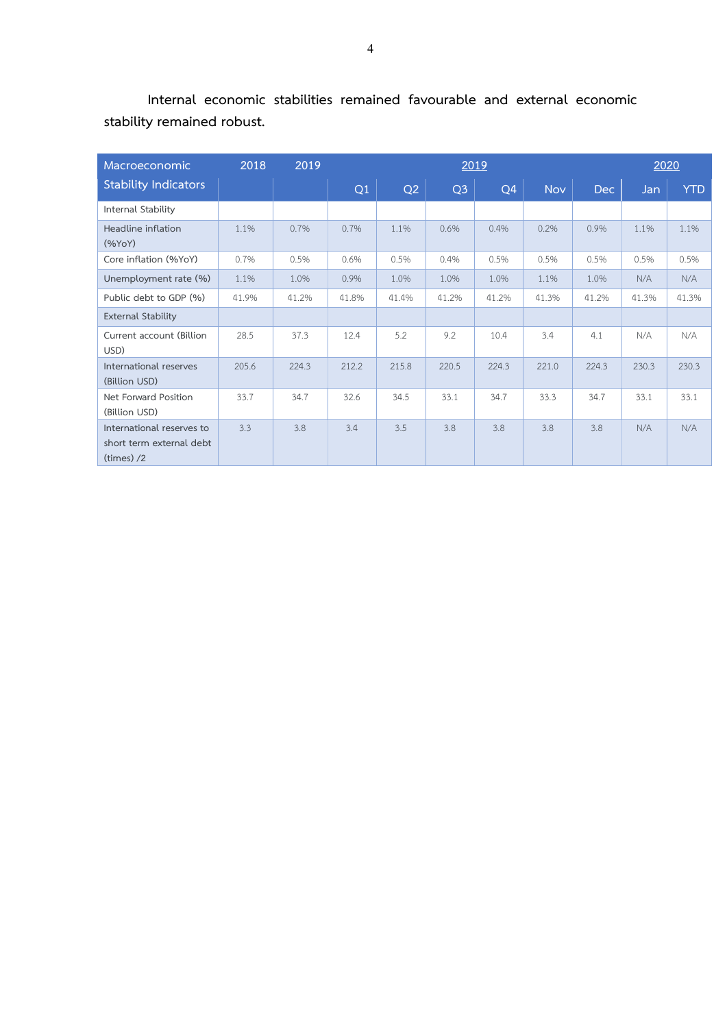**Internal economic stabilities remained favourable and external economic stability remained robust.**

| Macroeconomic Stability Indicators | 2018 | 2019 | 2019 | | | | | | 2020 | |
|---|---|---|---|---|---|---|---|---|---|---|
| | | | Q1 | Q2 | Q3 | Q4 | Nov | Dec | Jan | YTD |
| Internal Stability | | | | | | | | | | |
| Headline inflation (%YoY) | 1.1% | 0.7% | 0.7% | 1.1% | 0.6% | 0.4% | 0.2% | 0.9% | 1.1% | 1.1% |
| Core inflation (%YoY) | 0.7% | 0.5% | 0.6% | 0.5% | 0.4% | 0.5% | 0.5% | 0.5% | 0.5% | 0.5% |
| Unemployment rate (%) | 1.1% | 1.0% | 0.9% | 1.0% | 1.0% | 1.0% | 1.1% | 1.0% | N/A | N/A |
| Public debt to GDP (%) | 41.9% | 41.2% | 41.8% | 41.4% | 41.2% | 41.2% | 41.3% | 41.2% | 41.3% | 41.3% |
| External Stability | | | | | | | | | | |
| Current account (Billion USD) | 28.5 | 37.3 | 12.4 | 5.2 | 9.2 | 10.4 | 3.4 | 4.1 | N/A | N/A |
| International reserves (Billion USD) | 205.6 | 224.3 | 212.2 | 215.8 | 220.5 | 224.3 | 221.0 | 224.3 | 230.3 | 230.3 |
| Net Forward Position (Billion USD) | 33.7 | 34.7 | 32.6 | 34.5 | 33.1 | 34.7 | 33.3 | 34.7 | 33.1 | 33.1 |
| International reserves to short term external debt (times) /2 | 3.3 | 3.8 | 3.4 | 3.5 | 3.8 | 3.8 | 3.8 | 3.8 | N/A | N/A |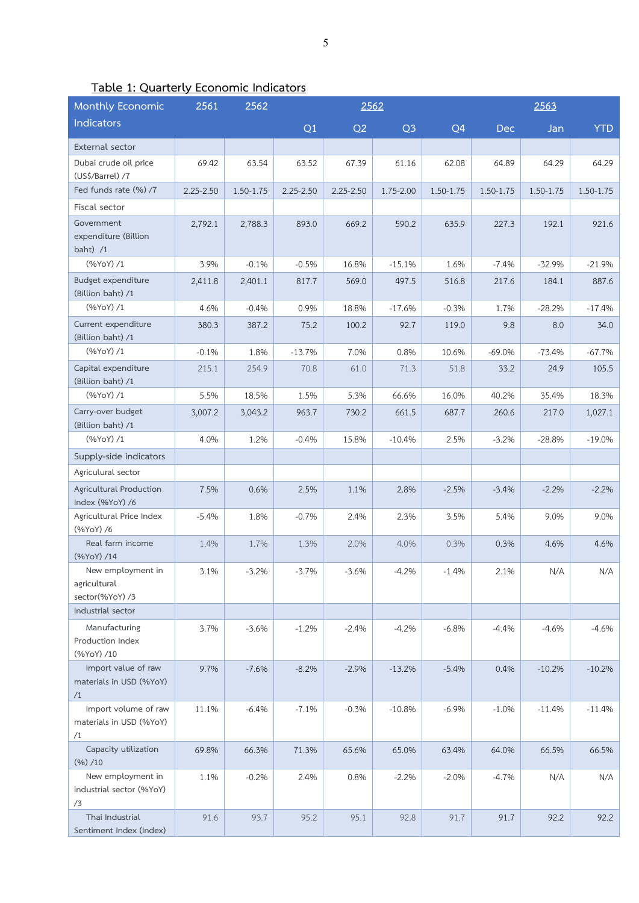## Table 1: Quarterly Economic Indicators

| Monthly Economic Indicators | 2561 | 2562 | 2562 | | | | | 2563 | |
|---|---|---|---|---|---|---|---|---|---|
| | | | Q1 | Q2 | Q3 | Q4 | Dec | Jan | YTD |
| External sector | | | | | | | | | |
| Dubai crude oil price (US$/Barrel) /7 | 69.42 | 63.54 | 63.52 | 67.39 | 61.16 | 62.08 | 64.89 | 64.29 | 64.29 |
| Fed funds rate (%) /7 | 2.25-2.50 | 1.50-1.75 | 2.25-2.50 | 2.25-2.50 | 1.75-2.00 | 1.50-1.75 | 1.50-1.75 | 1.50-1.75 | 1.50-1.75 |
| Fiscal sector | | | | | | | | | |
| Government expenditure (Billion baht) /1 | 2,792.1 | 2,788.3 | 893.0 | 669.2 | 590.2 | 635.9 | 227.3 | 192.1 | 921.6 |
| (%YoY) /1 | 3.9% | -0.1% | -0.5% | 16.8% | -15.1% | 1.6% | -7.4% | -32.9% | -21.9% |
| Budget expenditure (Billion baht) /1 | 2,411.8 | 2,401.1 | 817.7 | 569.0 | 497.5 | 516.8 | 217.6 | 184.1 | 887.6 |
| (%YoY) /1 | 4.6% | -0.4% | 0.9% | 18.8% | -17.6% | -0.3% | 1.7% | -28.2% | -17.4% |
| Current expenditure (Billion baht) /1 | 380.3 | 387.2 | 75.2 | 100.2 | 92.7 | 119.0 | 9.8 | 8.0 | 34.0 |
| (%YoY) /1 | -0.1% | 1.8% | -13.7% | 7.0% | 0.8% | 10.6% | -69.0% | -73.4% | -67.7% |
| Capital expenditure (Billion baht) /1 | 215.1 | 254.9 | 70.8 | 61.0 | 71.3 | 51.8 | 33.2 | 24.9 | 105.5 |
| (%YoY) /1 | 5.5% | 18.5% | 1.5% | 5.3% | 66.6% | 16.0% | 40.2% | 35.4% | 18.3% |
| Carry-over budget (Billion baht) /1 | 3,007.2 | 3,043.2 | 963.7 | 730.2 | 661.5 | 687.7 | 260.6 | 217.0 | 1,027.1 |
| (%YoY) /1 | 4.0% | 1.2% | -0.4% | 15.8% | -10.4% | 2.5% | -3.2% | -28.8% | -19.0% |
| Supply-side indicators | | | | | | | | | |
| Agricultural sector | | | | | | | | | |
| Agricultural Production Index (%YoY) /6 | 7.5% | 0.6% | 2.5% | 1.1% | 2.8% | -2.5% | -3.4% | -2.2% | -2.2% |
| Agricultural Price Index (%YoY) /6 | -5.4% | 1.8% | -0.7% | 2.4% | 2.3% | 3.5% | 5.4% | 9.0% | 9.0% |
| Real farm income (%YoY) /14 | 1.4% | 1.7% | 1.3% | 2.0% | 4.0% | 0.3% | 0.3% | 4.6% | 4.6% |
| New employment in agricultural sector(%YoY) /3 | 3.1% | -3.2% | -3.7% | -3.6% | -4.2% | -1.4% | 2.1% | N/A | N/A |
| Industrial sector | | | | | | | | | |
| Manufacturing Production Index (%YoY) /10 | 3.7% | -3.6% | -1.2% | -2.4% | -4.2% | -6.8% | -4.4% | -4.6% | -4.6% |
| Import value of raw materials in USD (%YoY) /1 | 9.7% | -7.6% | -8.2% | -2.9% | -13.2% | -5.4% | 0.4% | -10.2% | -10.2% |
| Import volume of raw materials in USD (%YoY) /1 | 11.1% | -6.4% | -7.1% | -0.3% | -10.8% | -6.9% | -1.0% | -11.4% | -11.4% |
| Capacity utilization (%) /10 | 69.8% | 66.3% | 71.3% | 65.6% | 65.0% | 63.4% | 64.0% | 66.5% | 66.5% |
| New employment in industrial sector (%YoY) /3 | 1.1% | -0.2% | 2.4% | 0.8% | -2.2% | -2.0% | -4.7% | N/A | N/A |
| Thai Industrial Sentiment Index (Index) | 91.6 | 93.7 | 95.2 | 95.1 | 92.8 | 91.7 | 91.7 | 92.2 | 92.2 |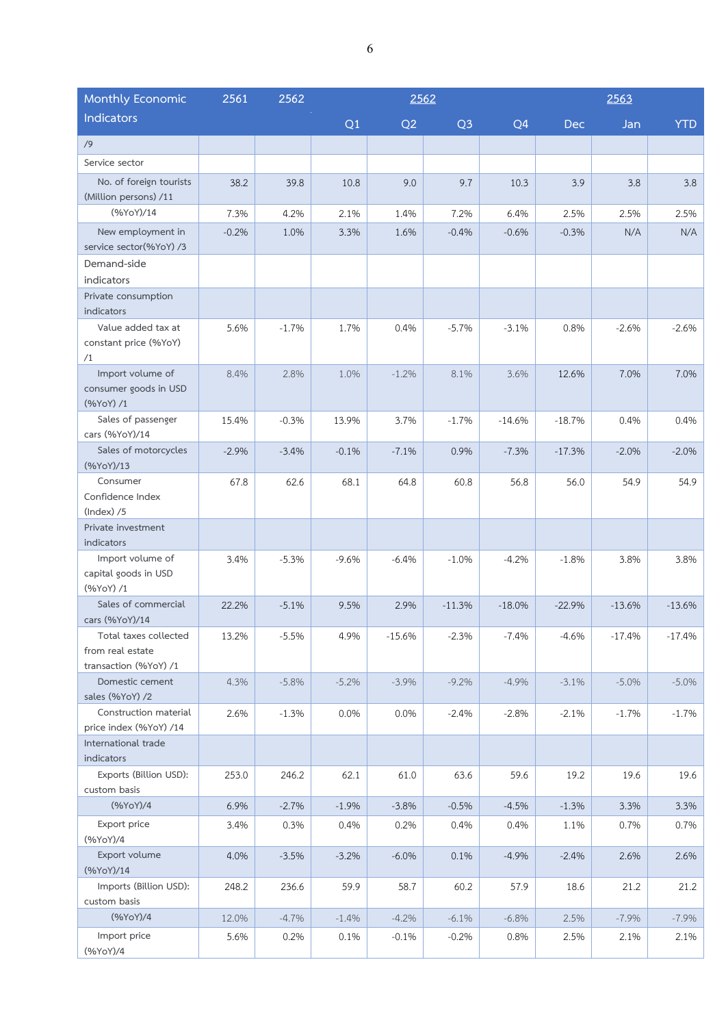| Monthly Economic Indicators | 2561 | 2562 | 2562 | | | | | 2563 | |
|---|---|---|---|---|---|---|---|---|---|
| | | | Q1 | Q2 | Q3 | Q4 | Dec | Jan | YTD |
| /9 | | | | | | | | | |
| Service sector | | | | | | | | | |
| No. of foreign tourists (Million persons) /11 | 38.2 | 39.8 | 10.8 | 9.0 | 9.7 | 10.3 | 3.9 | 3.8 | 3.8 |
| (%YoY)/14 | 7.3% | 4.2% | 2.1% | 1.4% | 7.2% | 6.4% | 2.5% | 2.5% | 2.5% |
| New employment in service sector(%YoY) /3 | -0.2% | 1.0% | 3.3% | 1.6% | -0.4% | -0.6% | -0.3% | N/A | N/A |
| Demand-side indicators | | | | | | | | | |
| Private consumption indicators | | | | | | | | | |
| Value added tax at constant price (%YoY) /1 | 5.6% | -1.7% | 1.7% | 0.4% | -5.7% | -3.1% | 0.8% | -2.6% | -2.6% |
| Import volume of consumer goods in USD (%YoY) /1 | 8.4% | 2.8% | 1.0% | -1.2% | 8.1% | 3.6% | 12.6% | 7.0% | 7.0% |
| Sales of passenger cars (%YoY)/14 | 15.4% | -0.3% | 13.9% | 3.7% | -1.7% | -14.6% | -18.7% | 0.4% | 0.4% |
| Sales of motorcycles (%YoY)/13 | -2.9% | -3.4% | -0.1% | -7.1% | 0.9% | -7.3% | -17.3% | -2.0% | -2.0% |
| Consumer Confidence Index (Index) /5 | 67.8 | 62.6 | 68.1 | 64.8 | 60.8 | 56.8 | 56.0 | 54.9 | 54.9 |
| Private investment indicators | | | | | | | | | |
| Import volume of capital goods in USD (%YoY) /1 | 3.4% | -5.3% | -9.6% | -6.4% | -1.0% | -4.2% | -1.8% | 3.8% | 3.8% |
| Sales of commercial cars (%YoY)/14 | 22.2% | -5.1% | 9.5% | 2.9% | -11.3% | -18.0% | -22.9% | -13.6% | -13.6% |
| Total taxes collected from real estate transaction (%YoY) /1 | 13.2% | -5.5% | 4.9% | -15.6% | -2.3% | -7.4% | -4.6% | -17.4% | -17.4% |
| Domestic cement sales (%YoY) /2 | 4.3% | -5.8% | -5.2% | -3.9% | -9.2% | -4.9% | -3.1% | -5.0% | -5.0% |
| Construction material price index (%YoY) /14 | 2.6% | -1.3% | 0.0% | 0.0% | -2.4% | -2.8% | -2.1% | -1.7% | -1.7% |
| International trade indicators | | | | | | | | | |
| Exports (Billion USD): custom basis | 253.0 | 246.2 | 62.1 | 61.0 | 63.6 | 59.6 | 19.2 | 19.6 | 19.6 |
| (%YoY)/4 | 6.9% | -2.7% | -1.9% | -3.8% | -0.5% | -4.5% | -1.3% | 3.3% | 3.3% |
| Export price (%YoY)/4 | 3.4% | 0.3% | 0.4% | 0.2% | 0.4% | 0.4% | 1.1% | 0.7% | 0.7% |
| Export volume (%YoY)/14 | 4.0% | -3.5% | -3.2% | -6.0% | 0.1% | -4.9% | -2.4% | 2.6% | 2.6% |
| Imports (Billion USD): custom basis | 248.2 | 236.6 | 59.9 | 58.7 | 60.2 | 57.9 | 18.6 | 21.2 | 21.2 |
| (%YoY)/4 | 12.0% | -4.7% | -1.4% | -4.2% | -6.1% | -6.8% | 2.5% | -7.9% | -7.9% |
| Import price (%YoY)/4 | 5.6% | 0.2% | 0.1% | -0.1% | -0.2% | 0.8% | 2.5% | 2.1% | 2.1% |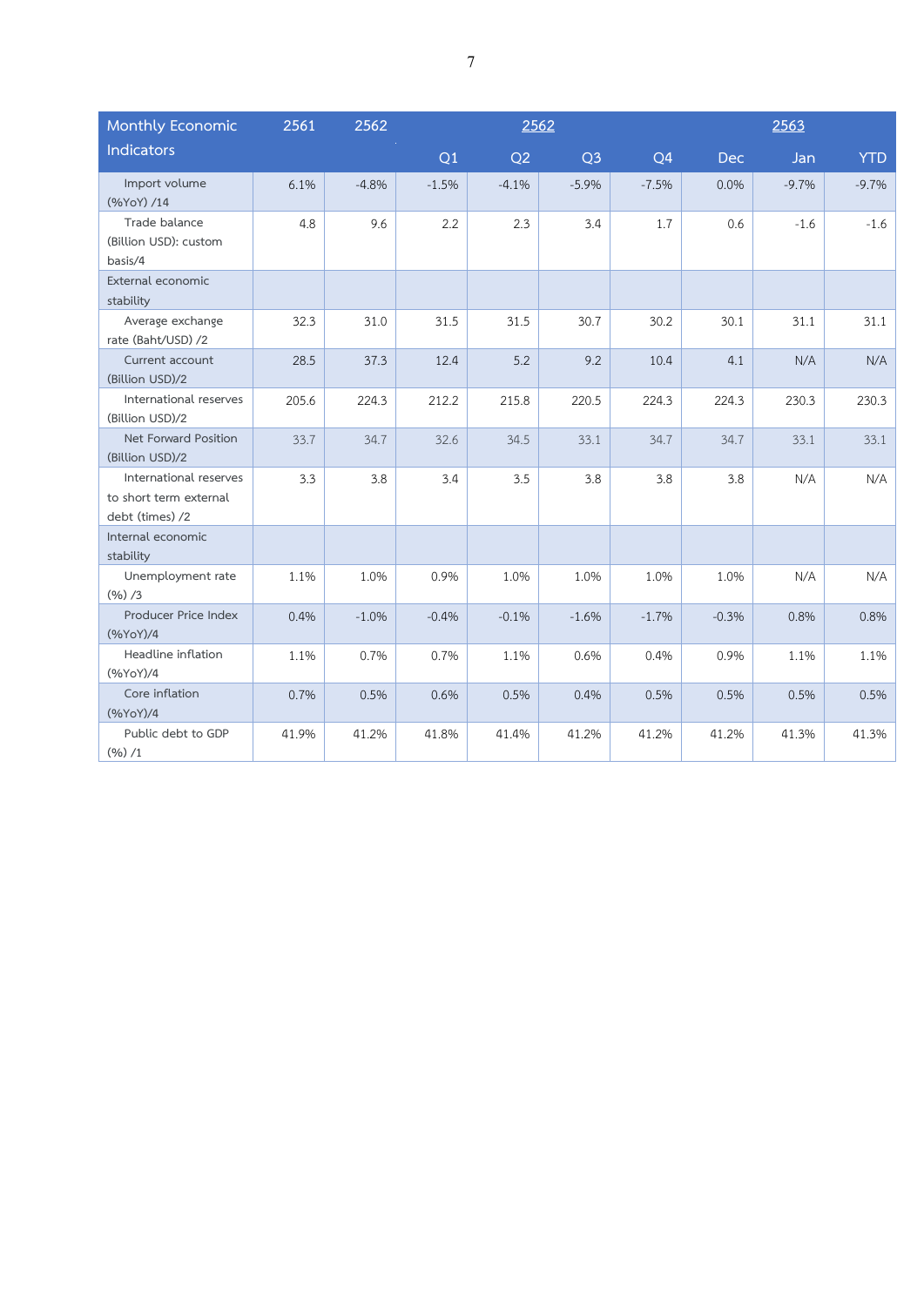| Monthly Economic Indicators | 2561 | 2562 | 2562 | | | | | 2563 | |
|---|---|---|---|---|---|---|---|---|---|
| | | | Q1 | Q2 | Q3 | Q4 | Dec | Jan | YTD |
| Import volume (%YoY) /14 | 6.1% | -4.8% | -1.5% | -4.1% | -5.9% | -7.5% | 0.0% | -9.7% | -9.7% |
| Trade balance (Billion USD): custom basis/4 | 4.8 | 9.6 | 2.2 | 2.3 | 3.4 | 1.7 | 0.6 | -1.6 | -1.6 |
| External economic stability | | | | | | | | | |
| Average exchange rate (Baht/USD) /2 | 32.3 | 31.0 | 31.5 | 31.5 | 30.7 | 30.2 | 30.1 | 31.1 | 31.1 |
| Current account (Billion USD)/2 | 28.5 | 37.3 | 12.4 | 5.2 | 9.2 | 10.4 | 4.1 | N/A | N/A |
| International reserves (Billion USD)/2 | 205.6 | 224.3 | 212.2 | 215.8 | 220.5 | 224.3 | 224.3 | 230.3 | 230.3 |
| Net Forward Position (Billion USD)/2 | 33.7 | 34.7 | 32.6 | 34.5 | 33.1 | 34.7 | 34.7 | 33.1 | 33.1 |
| International reserves to short term external debt (times) /2 | 3.3 | 3.8 | 3.4 | 3.5 | 3.8 | 3.8 | 3.8 | N/A | N/A |
| Internal economic stability | | | | | | | | | |
| Unemployment rate (%) /3 | 1.1% | 1.0% | 0.9% | 1.0% | 1.0% | 1.0% | 1.0% | N/A | N/A |
| Producer Price Index (%YoY)/4 | 0.4% | -1.0% | -0.4% | -0.1% | -1.6% | -1.7% | -0.3% | 0.8% | 0.8% |
| Headline inflation (%YoY)/4 | 1.1% | 0.7% | 0.7% | 1.1% | 0.6% | 0.4% | 0.9% | 1.1% | 1.1% |
| Core inflation (%YoY)/4 | 0.7% | 0.5% | 0.6% | 0.5% | 0.4% | 0.5% | 0.5% | 0.5% | 0.5% |
| Public debt to GDP (%) /1 | 41.9% | 41.2% | 41.8% | 41.4% | 41.2% | 41.2% | 41.2% | 41.3% | 41.3% |